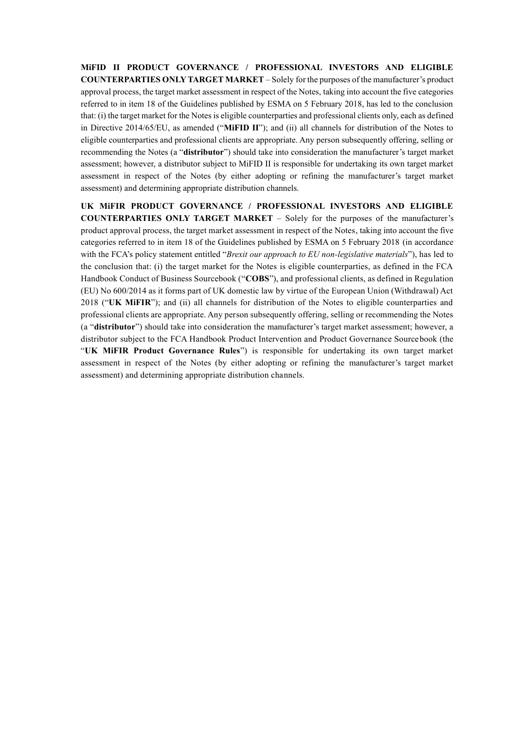**MiFID II PRODUCT GOVERNANCE / PROFESSIONAL INVESTORS AND ELIGIBLE COUNTERPARTIES ONLY TARGET MARKET** – Solely for the purposes of the manufacturer's product approval process, the target market assessment in respect of the Notes, taking into account the five categories referred to in item 18 of the Guidelines published by ESMA on 5 February 2018, has led to the conclusion that: (i) the target market for the Notes is eligible counterparties and professional clients only, each as defined in Directive 2014/65/EU, as amended ("**MiFID II**"); and (ii) all channels for distribution of the Notes to eligible counterparties and professional clients are appropriate. Any person subsequently offering, selling or recommending the Notes (a "**distributor**") should take into consideration the manufacturer's target market assessment; however, a distributor subject to MiFID II is responsible for undertaking its own target market assessment in respect of the Notes (by either adopting or refining the manufacturer's target market assessment) and determining appropriate distribution channels.

**UK MiFIR PRODUCT GOVERNANCE / PROFESSIONAL INVESTORS AND ELIGIBLE COUNTERPARTIES ONLY TARGET MARKET** – Solely for the purposes of the manufacturer's product approval process, the target market assessment in respect of the Notes, taking into account the five categories referred to in item 18 of the Guidelines published by ESMA on 5 February 2018 (in accordance with the FCA's policy statement entitled "*Brexit our approach to EU non-legislative materials*"), has led to the conclusion that: (i) the target market for the Notes is eligible counterparties, as defined in the FCA Handbook Conduct of Business Sourcebook ("**COBS**"), and professional clients, as defined in Regulation (EU) No 600/2014 as it forms part of UK domestic law by virtue of the European Union (Withdrawal) Act 2018 ("**UK MiFIR**"); and (ii) all channels for distribution of the Notes to eligible counterparties and professional clients are appropriate. Any person subsequently offering, selling or recommending the Notes (a "**distributor**") should take into consideration the manufacturer's target market assessment; however, a distributor subject to the FCA Handbook Product Intervention and Product Governance Sourcebook (the "**UK MiFIR Product Governance Rules**") is responsible for undertaking its own target market assessment in respect of the Notes (by either adopting or refining the manufacturer's target market assessment) and determining appropriate distribution channels.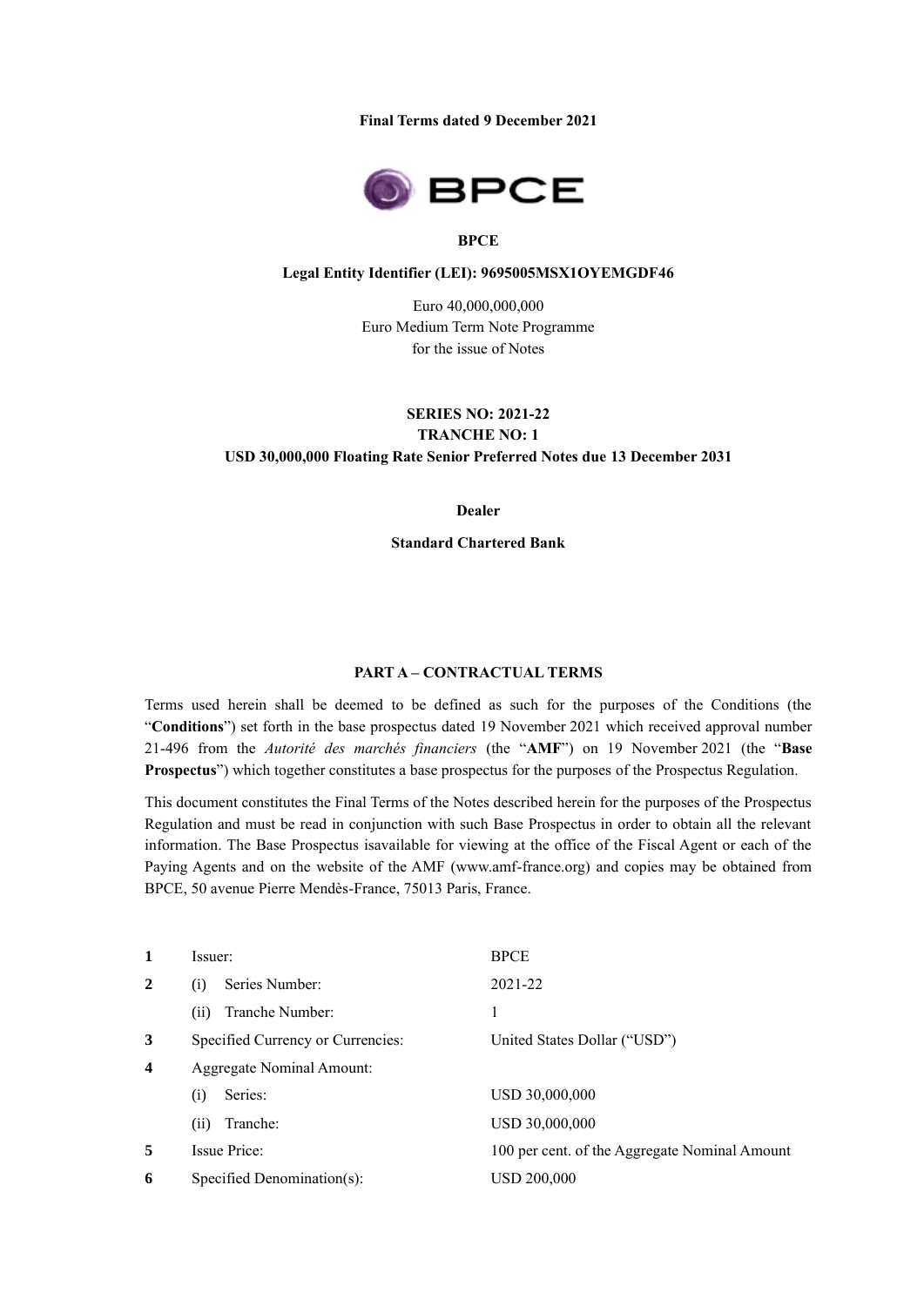**Final Terms dated 9 December 2021**

**BPCE**

**Legal Entity Identifier (LEI): 9695005MSX1OYEMGDF46**

Euro 40,000,000,000
Euro Medium Term Note Programme
for the issue of Notes

**SERIES NO: 2021-22**
**TRANCHE NO: 1**
**USD 30,000,000 Floating Rate Senior Preferred Notes due 13 December 2031**

**Dealer**

**Standard Chartered Bank**

**PART A – CONTRACTUAL TERMS**

Terms used herein shall be deemed to be defined as such for the purposes of the Conditions (the "**Conditions**") set forth in the base prospectus dated 19 November 2021 which received approval number 21-496 from the *Autorité des marchés financiers* (the "**AMF**") on 19 November 2021 (the "**Base Prospectus**") which together constitutes a base prospectus for the purposes of the Prospectus Regulation.

This document constitutes the Final Terms of the Notes described herein for the purposes of the Prospectus Regulation and must be read in conjunction with such Base Prospectus in order to obtain all the relevant information. The Base Prospectus isavailable for viewing at the office of the Fiscal Agent or each of the Paying Agents and on the website of the AMF (www.amf-france.org) and copies may be obtained from BPCE, 50 avenue Pierre Mendès-France, 75013 Paris, France.

| | | |
|---|---|---|
| **1** | Issuer: | BPCE |
| **2** | (i) Series Number: | 2021-22 |
| | (ii) Tranche Number: | 1 |
| **3** | Specified Currency or Currencies: | United States Dollar ("USD") |
| **4** | Aggregate Nominal Amount: | |
| | (i) Series: | USD 30,000,000 |
| | (ii) Tranche: | USD 30,000,000 |
| **5** | Issue Price: | 100 per cent. of the Aggregate Nominal Amount |
| **6** | Specified Denomination(s): | USD 200,000 |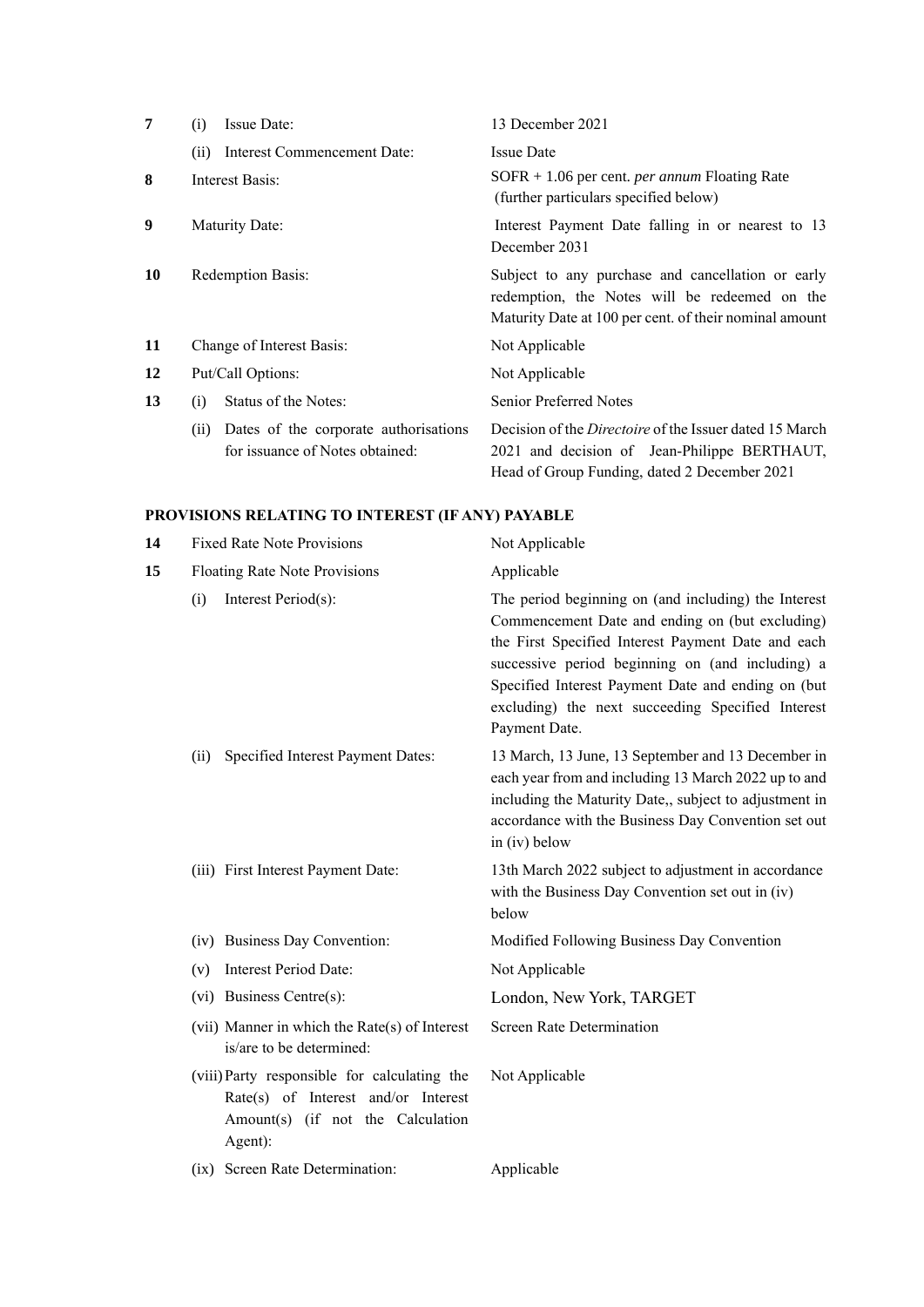| | | |
|---|---|---|
| **7** | (i) Issue Date: | 13 December 2021 |
| | (ii) Interest Commencement Date: | Issue Date |
| **8** | Interest Basis: | SOFR + 1.06 per cent. *per annum* Floating Rate (further particulars specified below) |
| **9** | Maturity Date: | Interest Payment Date falling in or nearest to 13 December 2031 |
| **10** | Redemption Basis: | Subject to any purchase and cancellation or early redemption, the Notes will be redeemed on the Maturity Date at 100 per cent. of their nominal amount |
| **11** | Change of Interest Basis: | Not Applicable |
| **12** | Put/Call Options: | Not Applicable |
| **13** | (i) Status of the Notes: | Senior Preferred Notes |
| | (ii) Dates of the corporate authorisations for issuance of Notes obtained: | Decision of the *Directoire* of the Issuer dated 15 March 2021 and decision of Jean-Philippe BERTHAUT, Head of Group Funding, dated 2 December 2021 |

**PROVISIONS RELATING TO INTEREST (IF ANY) PAYABLE**

| | | |
|---|---|---|
| **14** | Fixed Rate Note Provisions | Not Applicable |
| **15** | Floating Rate Note Provisions | Applicable |
| | (i) Interest Period(s): | The period beginning on (and including) the Interest Commencement Date and ending on (but excluding) the First Specified Interest Payment Date and each successive period beginning on (and including) a Specified Interest Payment Date and ending on (but excluding) the next succeeding Specified Interest Payment Date. |
| | (ii) Specified Interest Payment Dates: | 13 March, 13 June, 13 September and 13 December in each year from and including 13 March 2022 up to and including the Maturity Date,, subject to adjustment in accordance with the Business Day Convention set out in (iv) below |
| | (iii) First Interest Payment Date: | 13th March 2022 subject to adjustment in accordance with the Business Day Convention set out in (iv) below |
| | (iv) Business Day Convention: | Modified Following Business Day Convention |
| | (v) Interest Period Date: | Not Applicable |
| | (vi) Business Centre(s): | London, New York, TARGET |
| | (vii) Manner in which the Rate(s) of Interest is/are to be determined: | Screen Rate Determination |
| | (viii) Party responsible for calculating the Rate(s) of Interest and/or Interest Amount(s) (if not the Calculation Agent): | Not Applicable |
| | (ix) Screen Rate Determination: | Applicable |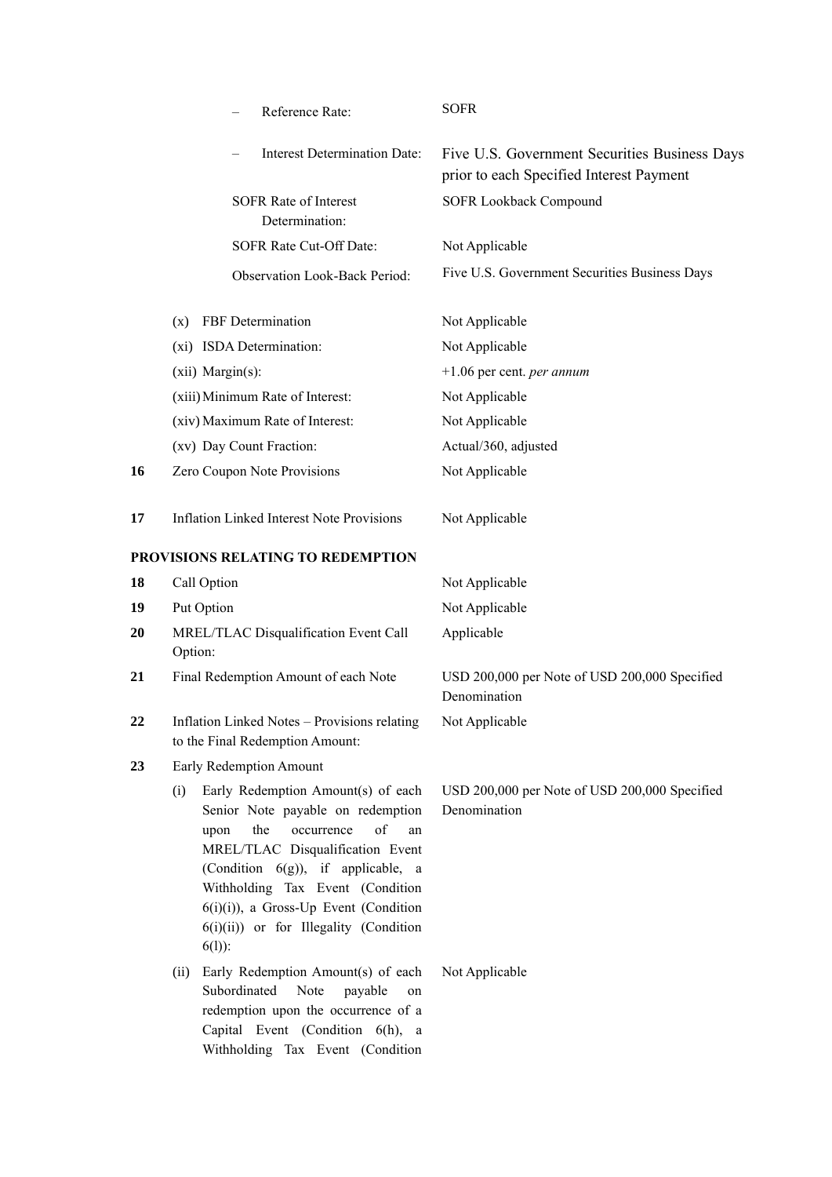| | | |
|---|---|---|
| | – Reference Rate: | SOFR |
| | – Interest Determination Date: | Five U.S. Government Securities Business Days prior to each Specified Interest Payment |
| | SOFR Rate of Interest Determination: | SOFR Lookback Compound |
| | SOFR Rate Cut-Off Date: | Not Applicable |
| | Observation Look-Back Period: | Five U.S. Government Securities Business Days |
| | (x) FBF Determination | Not Applicable |
| | (xi) ISDA Determination: | Not Applicable |
| | (xii) Margin(s): | +1.06 per cent. *per annum* |
| | (xiii) Minimum Rate of Interest: | Not Applicable |
| | (xiv) Maximum Rate of Interest: | Not Applicable |
| | (xv) Day Count Fraction: | Actual/360, adjusted |
| **16** | Zero Coupon Note Provisions | Not Applicable |
| **17** | Inflation Linked Interest Note Provisions | Not Applicable |

**PROVISIONS RELATING TO REDEMPTION**

| | | |
|---|---|---|
| **18** | Call Option | Not Applicable |
| **19** | Put Option | Not Applicable |
| **20** | MREL/TLAC Disqualification Event Call Option: | Applicable |
| **21** | Final Redemption Amount of each Note | USD 200,000 per Note of USD 200,000 Specified Denomination |
| **22** | Inflation Linked Notes – Provisions relating to the Final Redemption Amount: | Not Applicable |
| **23** | Early Redemption Amount | |
| | (i) Early Redemption Amount(s) of each Senior Note payable on redemption upon the occurrence of an MREL/TLAC Disqualification Event (Condition 6(g)), if applicable, a Withholding Tax Event (Condition 6(i)(i)), a Gross-Up Event (Condition 6(i)(ii)) or for Illegality (Condition 6(l)): | USD 200,000 per Note of USD 200,000 Specified Denomination |
| | (ii) Early Redemption Amount(s) of each Subordinated Note payable on redemption upon the occurrence of a Capital Event (Condition 6(h), a Withholding Tax Event (Condition | Not Applicable |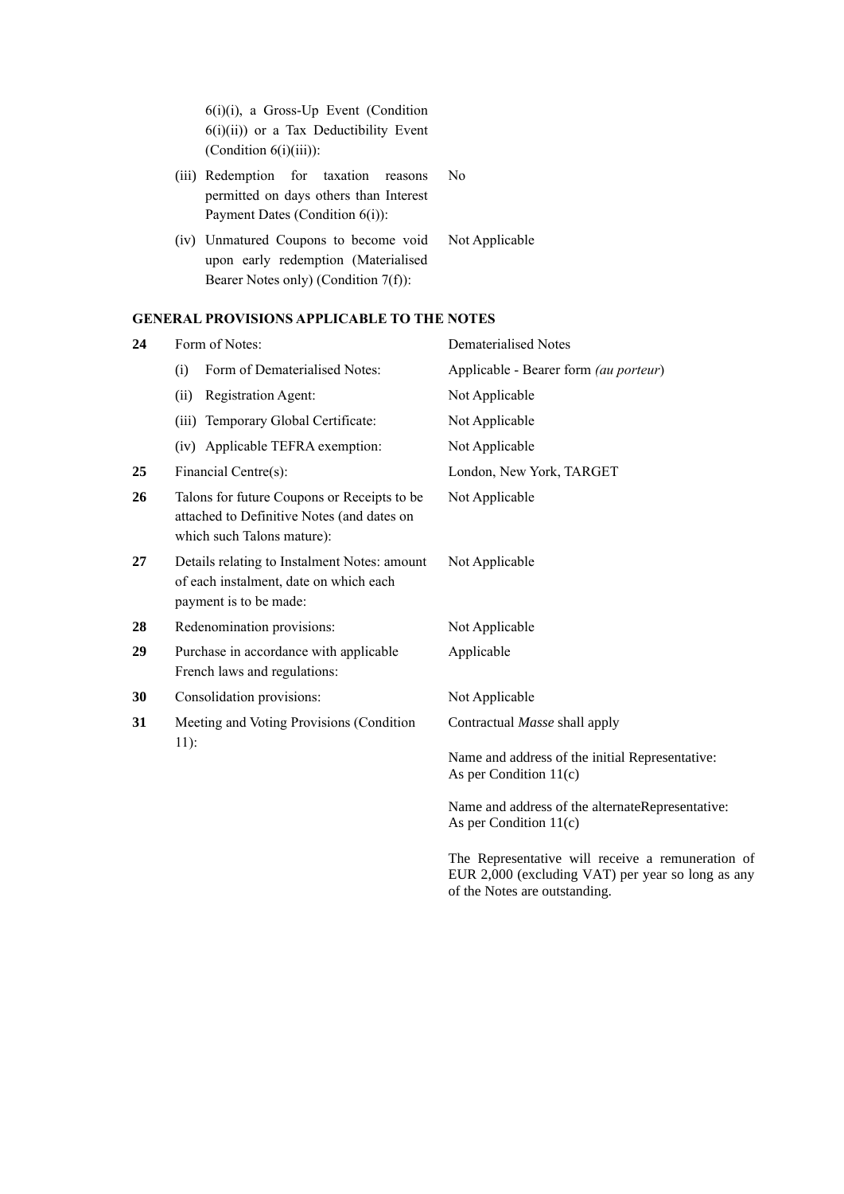| | | |
|---|---|---|
| | 6(i)(i), a Gross-Up Event (Condition 6(i)(ii)) or a Tax Deductibility Event (Condition 6(i)(iii)): | |
| | (iii) Redemption for taxation reasons permitted on days others than Interest Payment Dates (Condition 6(i)): | No |
| | (iv) Unmatured Coupons to become void upon early redemption (Materialised Bearer Notes only) (Condition 7(f)): | Not Applicable |

**GENERAL PROVISIONS APPLICABLE TO THE NOTES**

| | | |
|---|---|---|
| **24** | Form of Notes: | Dematerialised Notes |
| | (i) Form of Dematerialised Notes: | Applicable - Bearer form *(au porteur)* |
| | (ii) Registration Agent: | Not Applicable |
| | (iii) Temporary Global Certificate: | Not Applicable |
| | (iv) Applicable TEFRA exemption: | Not Applicable |
| **25** | Financial Centre(s): | London, New York, TARGET |
| **26** | Talons for future Coupons or Receipts to be attached to Definitive Notes (and dates on which such Talons mature): | Not Applicable |
| **27** | Details relating to Instalment Notes: amount of each instalment, date on which each payment is to be made: | Not Applicable |
| **28** | Redenomination provisions: | Not Applicable |
| **29** | Purchase in accordance with applicable French laws and regulations: | Applicable |
| **30** | Consolidation provisions: | Not Applicable |
| **31** | Meeting and Voting Provisions (Condition 11): | Contractual *Masse* shall apply<br><br>Name and address of the initial Representative: As per Condition 11(c)<br><br>Name and address of the alternateRepresentative: As per Condition 11(c)<br><br>The Representative will receive a remuneration of EUR 2,000 (excluding VAT) per year so long as any of the Notes are outstanding. |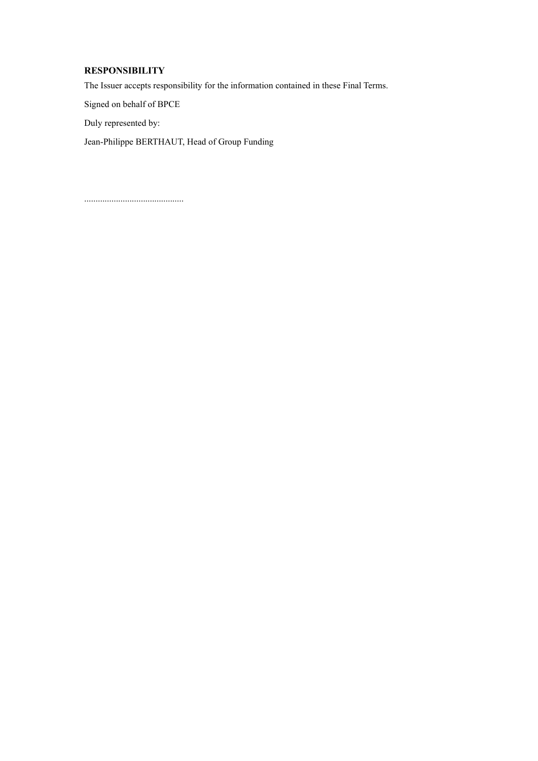**RESPONSIBILITY**

The Issuer accepts responsibility for the information contained in these Final Terms.

Signed on behalf of BPCE

Duly represented by:

Jean-Philippe BERTHAUT, Head of Group Funding

............................................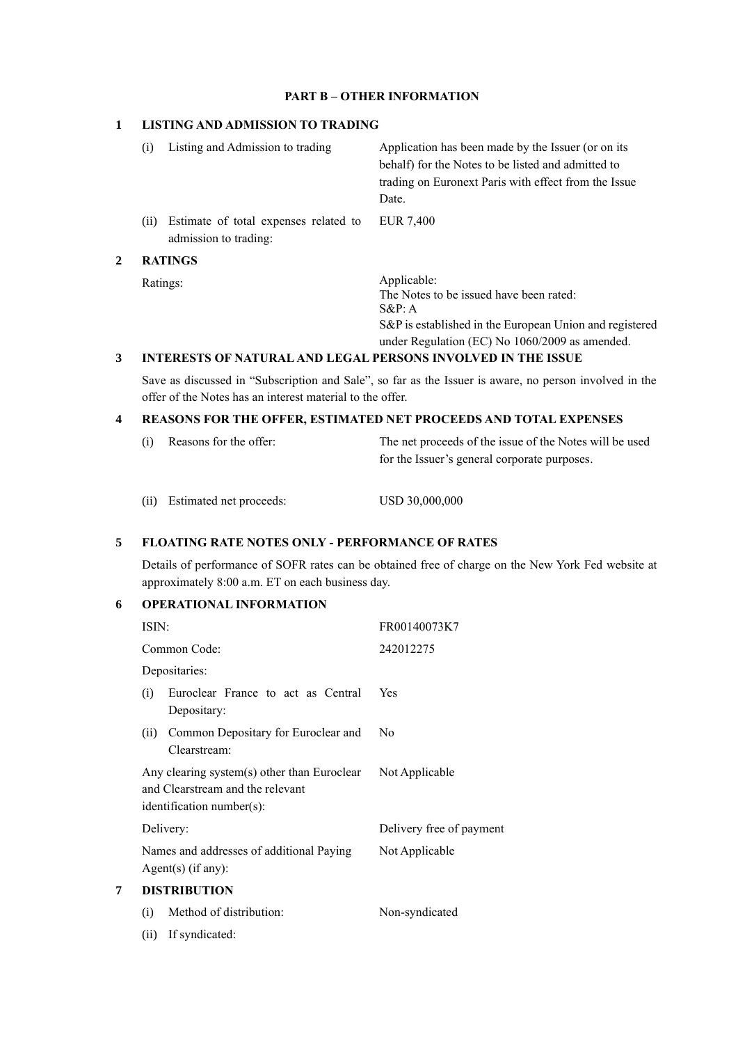## PART B – OTHER INFORMATION

### 1 LISTING AND ADMISSION TO TRADING

| | |
|---|---|
| (i) Listing and Admission to trading | Application has been made by the Issuer (or on its behalf) for the Notes to be listed and admitted to trading on Euronext Paris with effect from the Issue Date. |
| (ii) Estimate of total expenses related to admission to trading: | EUR 7,400 |

### 2 RATINGS

| | |
|---|---|
| Ratings: | Applicable:<br>The Notes to be issued have been rated:<br>S&P: A<br>S&P is established in the European Union and registered under Regulation (EC) No 1060/2009 as amended. |

### 3 INTERESTS OF NATURAL AND LEGAL PERSONS INVOLVED IN THE ISSUE

Save as discussed in "Subscription and Sale", so far as the Issuer is aware, no person involved in the offer of the Notes has an interest material to the offer.

### 4 REASONS FOR THE OFFER, ESTIMATED NET PROCEEDS AND TOTAL EXPENSES

| | |
|---|---|
| (i) Reasons for the offer: | The net proceeds of the issue of the Notes will be used for the Issuer's general corporate purposes. |
| (ii) Estimated net proceeds: | USD 30,000,000 |

### 5 FLOATING RATE NOTES ONLY - PERFORMANCE OF RATES

Details of performance of SOFR rates can be obtained free of charge on the New York Fed website at approximately 8:00 a.m. ET on each business day.

### 6 OPERATIONAL INFORMATION

| | |
|---|---|
| ISIN: | FR00140073K7 |
| Common Code: | 242012275 |
| Depositaries: | |
| (i) Euroclear France to act as Central Depositary: | Yes |
| (ii) Common Depositary for Euroclear and Clearstream: | No |
| Any clearing system(s) other than Euroclear and Clearstream and the relevant identification number(s): | Not Applicable |
| Delivery: | Delivery free of payment |
| Names and addresses of additional Paying Agent(s) (if any): | Not Applicable |

### 7 DISTRIBUTION

| | |
|---|---|
| (i) Method of distribution: | Non-syndicated |
| (ii) If syndicated: | |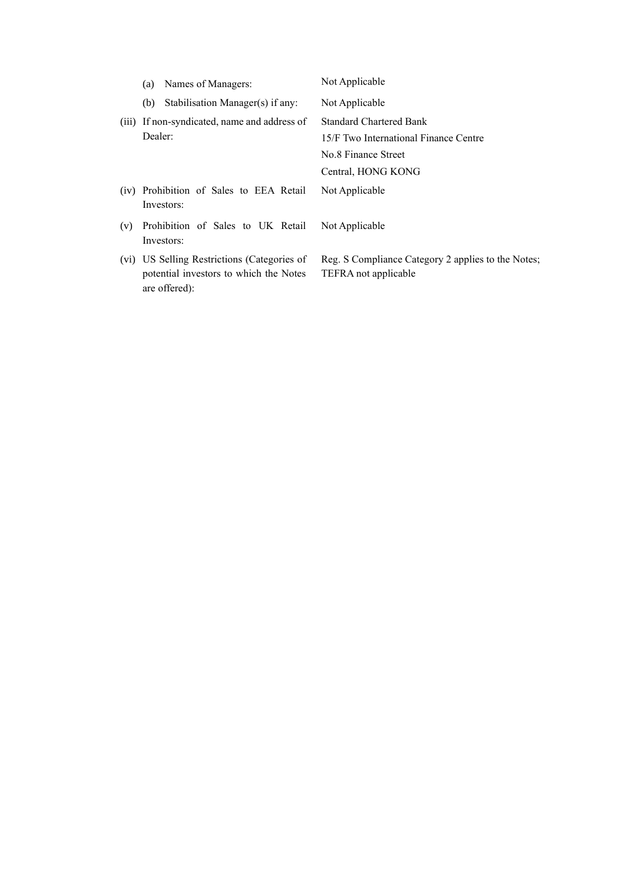| | |
|---|---|
| (a) Names of Managers: | Not Applicable |
| (b) Stabilisation Manager(s) if any: | Not Applicable |
| (iii) If non-syndicated, name and address of Dealer: | Standard Chartered Bank<br>15/F Two International Finance Centre<br>No.8 Finance Street<br>Central, HONG KONG |
| (iv) Prohibition of Sales to EEA Retail Investors: | Not Applicable |
| (v) Prohibition of Sales to UK Retail Investors: | Not Applicable |
| (vi) US Selling Restrictions (Categories of potential investors to which the Notes are offered): | Reg. S Compliance Category 2 applies to the Notes; TEFRA not applicable |